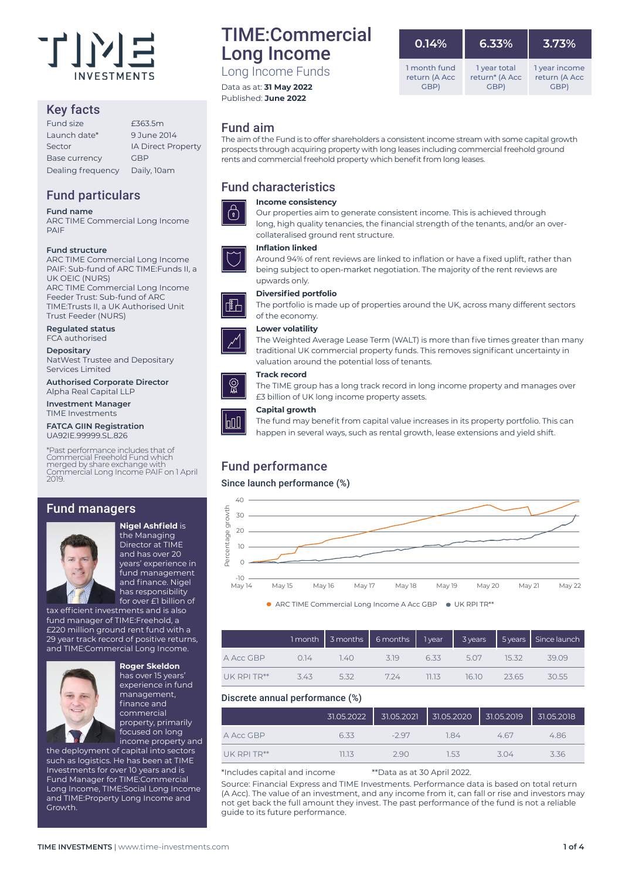# TIME:Commercial Long Income

Long Income Funds

Data as at: **31 May 2022**
Published: **June 2022**

| 0.14% | 6.33% | 3.73% |
|---|---|---|
| 1 month fund return (A Acc GBP) | 1 year total return* (A Acc GBP) | 1 year income return (A Acc GBP) |

## Key facts

| | |
|---|---|
| Fund size | £363.5m |
| Launch date* | 9 June 2014 |
| Sector | IA Direct Property |
| Base currency | GBP |
| Dealing frequency | Daily, 10am |

## Fund particulars

**Fund name**
ARC TIME Commercial Long Income PAIF

**Fund structure**
ARC TIME Commercial Long Income PAIF: Sub-fund of ARC TIME:Funds II, a UK OEIC (NURS)
ARC TIME Commercial Long Income Feeder Trust: Sub-fund of ARC TIME:Trusts II, a UK Authorised Unit Trust Feeder (NURS)

**Regulated status**
FCA authorised

**Depositary**
NatWest Trustee and Depositary Services Limited

**Authorised Corporate Director**
Alpha Real Capital LLP

**Investment Manager**
TIME Investments

**FATCA GIIN Registration**
UA92IE.99999.SL.826

*Past performance includes that of Commercial Freehold Fund which merged by share exchange with Commercial Long Income PAIF on 1 April 2019.

## Fund managers

**Nigel Ashfield** is the Managing Director at TIME and has over 20 years' experience in fund management and finance. Nigel has responsibility for over £1 billion of tax efficient investments and is also fund manager of TIME:Freehold, a £220 million ground rent fund with a 29 year track record of positive returns, and TIME:Commercial Long Income.

**Roger Skeldon** has over 15 years' experience in fund management, finance and commercial property, primarily focused on long income property and the deployment of capital into sectors such as logistics. He has been at TIME Investments for over 10 years and is Fund Manager for TIME:Commercial Long Income, TIME:Social Long Income and TIME:Property Long Income and Growth.

## Fund aim

The aim of the Fund is to offer shareholders a consistent income stream with some capital growth prospects through acquiring property with long leases including commercial freehold ground rents and commercial freehold property which benefit from long leases.

## Fund characteristics

**Income consistency**
Our properties aim to generate consistent income. This is achieved through long, high quality tenancies, the financial strength of the tenants, and/or an over-collateralised ground rent structure.

**Inflation linked**
Around 94% of rent reviews are linked to inflation or have a fixed uplift, rather than being subject to open-market negotiation. The majority of the rent reviews are upwards only.

**Diversified portfolio**
The portfolio is made up of properties around the UK, across many different sectors of the economy.

**Lower volatility**
The Weighted Average Lease Term (WALT) is more than five times greater than many traditional UK commercial property funds. This removes significant uncertainty in valuation around the potential loss of tenants.

**Track record**
The TIME group has a long track record in long income property and manages over £3 billion of UK long income property assets.

**Capital growth**
The fund may benefit from capital value increases in its property portfolio. This can happen in several ways, such as rental growth, lease extensions and yield shift.

## Fund performance

### Since launch performance (%)

Chart: Percentage growth, May 14 – May 22; series: ARC TIME Commercial Long Income A Acc GBP, UK RPI TR**

| | 1 month | 3 months | 6 months | 1 year | 3 years | 5 years | Since launch |
|---|---|---|---|---|---|---|---|
| A Acc GBP | 0.14 | 1.40 | 3.19 | 6.33 | 5.07 | 15.32 | 39.09 |
| UK RPI TR** | 3.43 | 5.32 | 7.24 | 11.13 | 16.10 | 23.65 | 30.55 |

### Discrete annual performance (%)

| | 31.05.2022 | 31.05.2021 | 31.05.2020 | 31.05.2019 | 31.05.2018 |
|---|---|---|---|---|---|
| A Acc GBP | 6.33 | -2.97 | 1.84 | 4.67 | 4.86 |
| UK RPI TR** | 11.13 | 2.90 | 1.53 | 3.04 | 3.36 |

*Includes capital and income **Data as at 30 April 2022.

Source: Financial Express and TIME Investments. Performance data is based on total return (A Acc). The value of an investment, and any income from it, can fall or rise and investors may not get back the full amount they invest. The past performance of the fund is not a reliable guide to its future performance.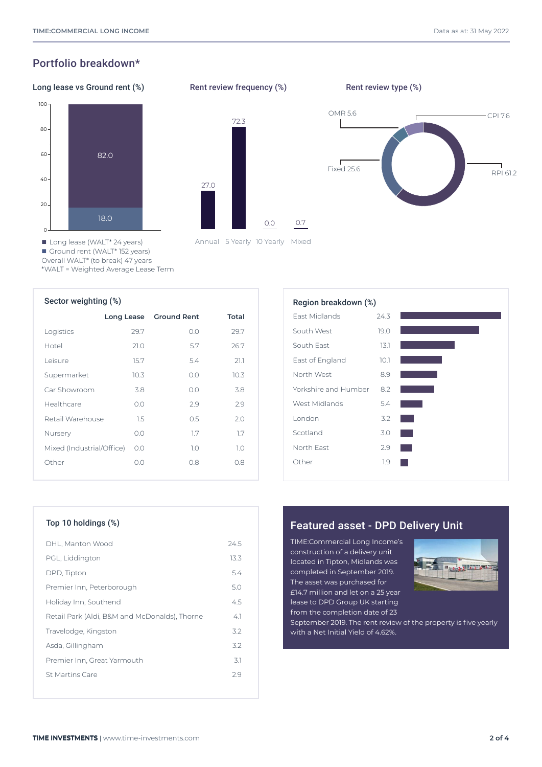## Portfolio breakdown*

### Long lease vs Ground rent (%)

| | % |
|---|---|
| Long lease | 82.0 |
| Ground rent | 18.0 |

- Long lease (WALT* 24 years)
- Ground rent (WALT* 152 years)

Overall WALT* (to break) 47 years

*WALT = Weighted Average Lease Term

### Rent review frequency (%)

| Annual | 5 Yearly | 10 Yearly | Mixed |
|---|---|---|---|
| 27.0 | 72.3 | 0.0 | 0.7 |

### Rent review type (%)

| Type | % |
|---|---|
| RPI | 61.2 |
| Fixed | 25.6 |
| CPI | 7.6 |
| OMR | 5.6 |

### Sector weighting (%)

| | Long Lease | Ground Rent | Total |
|---|---|---|---|
| Logistics | 29.7 | 0.0 | 29.7 |
| Hotel | 21.0 | 5.7 | 26.7 |
| Leisure | 15.7 | 5.4 | 21.1 |
| Supermarket | 10.3 | 0.0 | 10.3 |
| Car Showroom | 3.8 | 0.0 | 3.8 |
| Healthcare | 0.0 | 2.9 | 2.9 |
| Retail Warehouse | 1.5 | 0.5 | 2.0 |
| Nursery | 0.0 | 1.7 | 1.7 |
| Mixed (Industrial/Office) | 0.0 | 1.0 | 1.0 |
| Other | 0.0 | 0.8 | 0.8 |

### Region breakdown (%)

| Region | % |
|---|---|
| East Midlands | 24.3 |
| South West | 19.0 |
| South East | 13.1 |
| East of England | 10.1 |
| North West | 8.9 |
| Yorkshire and Humber | 8.2 |
| West Midlands | 5.4 |
| London | 3.2 |
| Scotland | 3.0 |
| North East | 2.9 |
| Other | 1.9 |

### Top 10 holdings (%)

| Holding | % |
|---|---|
| DHL, Manton Wood | 24.5 |
| PGL, Liddington | 13.3 |
| DPD, Tipton | 5.4 |
| Premier Inn, Peterborough | 5.0 |
| Holiday Inn, Southend | 4.5 |
| Retail Park (Aldi, B&M and McDonalds), Thorne | 4.1 |
| Travelodge, Kingston | 3.2 |
| Asda, Gillingham | 3.2 |
| Premier Inn, Great Yarmouth | 3.1 |
| St Martins Care | 2.9 |

### Featured asset - DPD Delivery Unit

TIME:Commercial Long Income's construction of a delivery unit located in Tipton, Midlands was completed in September 2019. The asset was purchased for £14.7 million and let on a 25 year lease to DPD Group UK starting from the completion date of 23 September 2019. The rent review of the property is five yearly with a Net Initial Yield of 4.62%.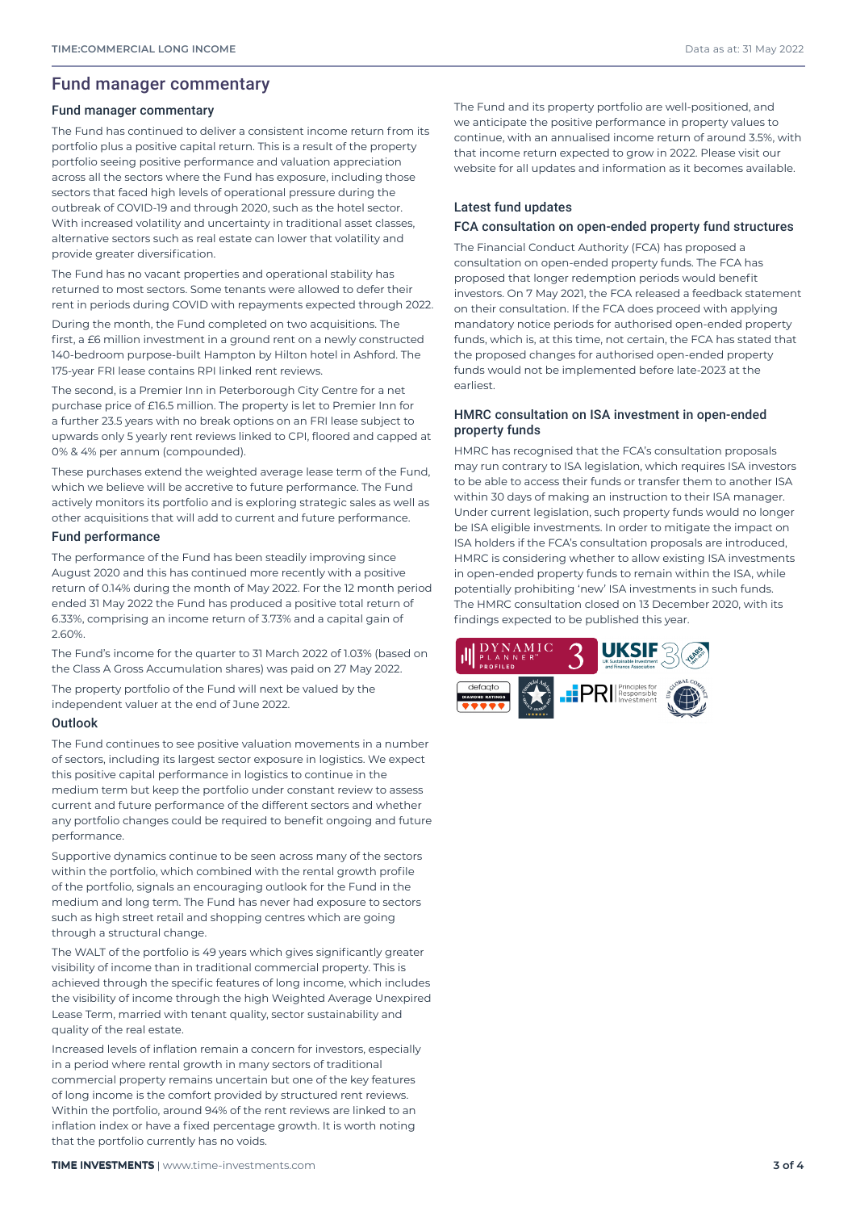# Fund manager commentary

## Fund manager commentary

The Fund has continued to deliver a consistent income return from its portfolio plus a positive capital return. This is a result of the property portfolio seeing positive performance and valuation appreciation across all the sectors where the Fund has exposure, including those sectors that faced high levels of operational pressure during the outbreak of COVID-19 and through 2020, such as the hotel sector. With increased volatility and uncertainty in traditional asset classes, alternative sectors such as real estate can lower that volatility and provide greater diversification.

The Fund has no vacant properties and operational stability has returned to most sectors. Some tenants were allowed to defer their rent in periods during COVID with repayments expected through 2022.

During the month, the Fund completed on two acquisitions. The first, a £6 million investment in a ground rent on a newly constructed 140-bedroom purpose-built Hampton by Hilton hotel in Ashford. The 175-year FRI lease contains RPI linked rent reviews.

The second, is a Premier Inn in Peterborough City Centre for a net purchase price of £16.5 million. The property is let to Premier Inn for a further 23.5 years with no break options on an FRI lease subject to upwards only 5 yearly rent reviews linked to CPI, floored and capped at 0% & 4% per annum (compounded).

These purchases extend the weighted average lease term of the Fund, which we believe will be accretive to future performance. The Fund actively monitors its portfolio and is exploring strategic sales as well as other acquisitions that will add to current and future performance.

## Fund performance

The performance of the Fund has been steadily improving since August 2020 and this has continued more recently with a positive return of 0.14% during the month of May 2022. For the 12 month period ended 31 May 2022 the Fund has produced a positive total return of 6.33%, comprising an income return of 3.73% and a capital gain of 2.60%.

The Fund's income for the quarter to 31 March 2022 of 1.03% (based on the Class A Gross Accumulation shares) was paid on 27 May 2022.

The property portfolio of the Fund will next be valued by the independent valuer at the end of June 2022.

## Outlook

The Fund continues to see positive valuation movements in a number of sectors, including its largest sector exposure in logistics. We expect this positive capital performance in logistics to continue in the medium term but keep the portfolio under constant review to assess current and future performance of the different sectors and whether any portfolio changes could be required to benefit ongoing and future performance.

Supportive dynamics continue to be seen across many of the sectors within the portfolio, which combined with the rental growth profile of the portfolio, signals an encouraging outlook for the Fund in the medium and long term. The Fund has never had exposure to sectors such as high street retail and shopping centres which are going through a structural change.

The WALT of the portfolio is 49 years which gives significantly greater visibility of income than in traditional commercial property. This is achieved through the specific features of long income, which includes the visibility of income through the high Weighted Average Unexpired Lease Term, married with tenant quality, sector sustainability and quality of the real estate.

Increased levels of inflation remain a concern for investors, especially in a period where rental growth in many sectors of traditional commercial property remains uncertain but one of the key features of long income is the comfort provided by structured rent reviews. Within the portfolio, around 94% of the rent reviews are linked to an inflation index or have a fixed percentage growth. It is worth noting that the portfolio currently has no voids.

The Fund and its property portfolio are well-positioned, and we anticipate the positive performance in property values to continue, with an annualised income return of around 3.5%, with that income return expected to grow in 2022. Please visit our website for all updates and information as it becomes available.

## Latest fund updates

### FCA consultation on open-ended property fund structures

The Financial Conduct Authority (FCA) has proposed a consultation on open-ended property funds. The FCA has proposed that longer redemption periods would benefit investors. On 7 May 2021, the FCA released a feedback statement on their consultation. If the FCA does proceed with applying mandatory notice periods for authorised open-ended property funds, which is, at this time, not certain, the FCA has stated that the proposed changes for authorised open-ended property funds would not be implemented before late-2023 at the earliest.

### HMRC consultation on ISA investment in open-ended property funds

HMRC has recognised that the FCA's consultation proposals may run contrary to ISA legislation, which requires ISA investors to be able to access their funds or transfer them to another ISA within 30 days of making an instruction to their ISA manager. Under current legislation, such property funds would no longer be ISA eligible investments. In order to mitigate the impact on ISA holders if the FCA's consultation proposals are introduced, HMRC is considering whether to allow existing ISA investments in open-ended property funds to remain within the ISA, while potentially prohibiting 'new' ISA investments in such funds. The HMRC consultation closed on 13 December 2020, with its findings expected to be published this year.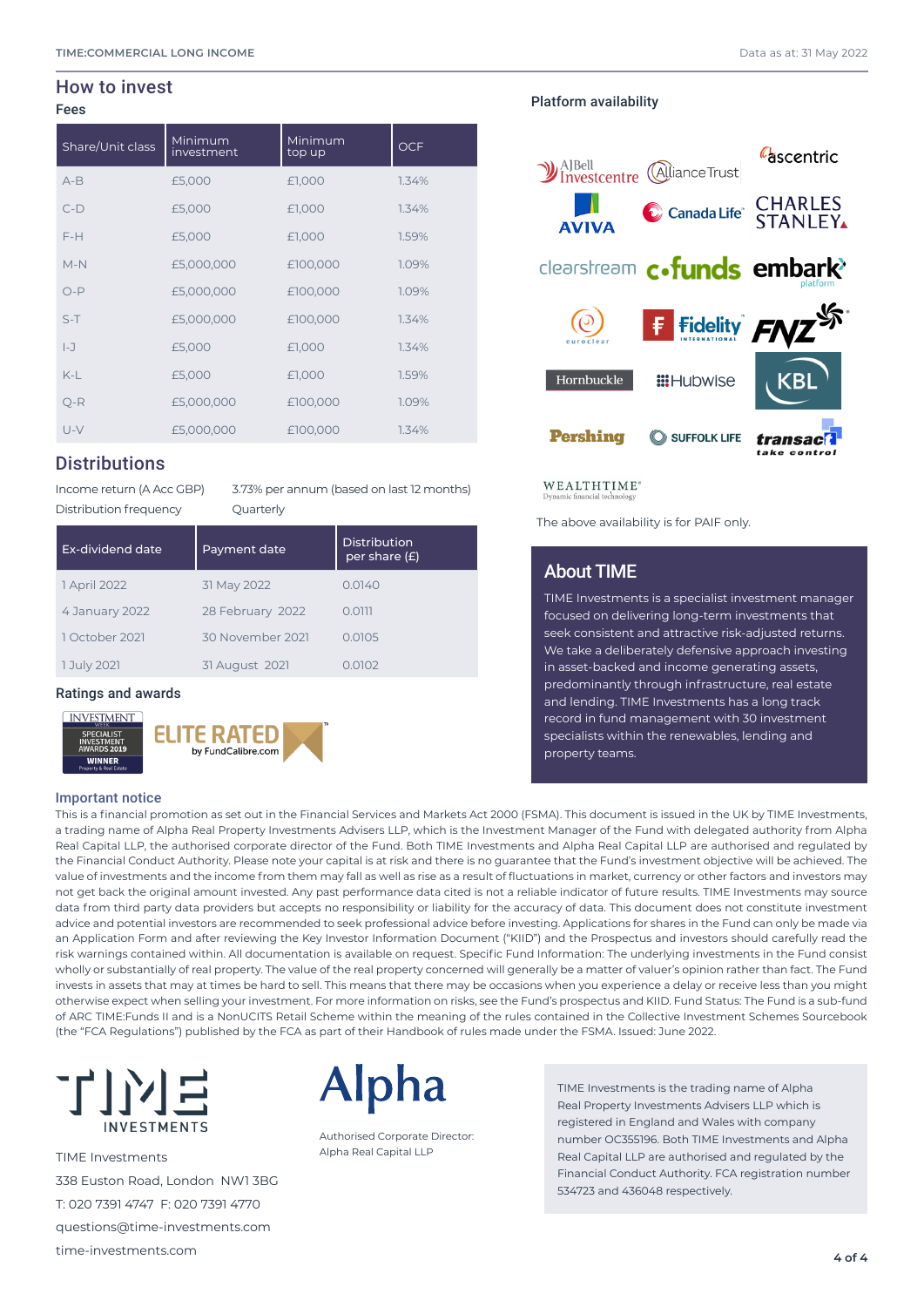## How to invest

### Fees

| Share/Unit class | Minimum investment | Minimum top up | OCF |
|---|---|---|---|
| A-B | £5,000 | £1,000 | 1.34% |
| C-D | £5,000 | £1,000 | 1.34% |
| F-H | £5,000 | £1,000 | 1.59% |
| M-N | £5,000,000 | £100,000 | 1.09% |
| O-P | £5,000,000 | £100,000 | 1.09% |
| S-T | £5,000,000 | £100,000 | 1.34% |
| I-J | £5,000 | £1,000 | 1.34% |
| K-L | £5,000 | £1,000 | 1.59% |
| Q-R | £5,000,000 | £100,000 | 1.09% |
| U-V | £5,000,000 | £100,000 | 1.34% |

## Distributions

Income return (A Acc GBP) 3.73% per annum (based on last 12 months)

Distribution frequency Quarterly

| Ex-dividend date | Payment date | Distribution per share (£) |
|---|---|---|
| 1 April 2022 | 31 May 2022 | 0.0140 |
| 4 January 2022 | 28 February 2022 | 0.0111 |
| 1 October 2021 | 30 November 2021 | 0.0105 |
| 1 July 2021 | 31 August 2021 | 0.0102 |

### Ratings and awards

INVESTMENT WEEK SPECIALIST INVESTMENT AWARDS 2019 WINNER Property & Real Estate

ELITE RATED by FundCalibre.com

### Platform availability

AJBell Investcentre, Alliance Trust, ascentric, AVIVA, Canada Life, CHARLES STANLEY, clearstream, cofunds, embark platform, euroclear, Fidelity International, FNZ, Hornbuckle, Hubwise, KBL, Pershing, SUFFOLK LIFE, transact take control, WEALTHTIME Dynamic financial technology

The above availability is for PAIF only.

## About TIME

TIME Investments is a specialist investment manager focused on delivering long-term investments that seek consistent and attractive risk-adjusted returns. We take a deliberately defensive approach investing in asset-backed and income generating assets, predominantly through infrastructure, real estate and lending. TIME Investments has a long track record in fund management with 30 investment specialists within the renewables, lending and property teams.

### Important notice

This is a financial promotion as set out in the Financial Services and Markets Act 2000 (FSMA). This document is issued in the UK by TIME Investments, a trading name of Alpha Real Property Investments Advisers LLP, which is the Investment Manager of the Fund with delegated authority from Alpha Real Capital LLP, the authorised corporate director of the Fund. Both TIME Investments and Alpha Real Capital LLP are authorised and regulated by the Financial Conduct Authority. Please note your capital is at risk and there is no guarantee that the Fund's investment objective will be achieved. The value of investments and the income from them may fall as well as rise as a result of fluctuations in market, currency or other factors and investors may not get back the original amount invested. Any past performance data cited is not a reliable indicator of future results. TIME Investments may source data from third party data providers but accepts no responsibility or liability for the accuracy of data. This document does not constitute investment advice and potential investors are recommended to seek professional advice before investing. Applications for shares in the Fund can only be made via an Application Form and after reviewing the Key Investor Information Document ("KIID") and the Prospectus and investors should carefully read the risk warnings contained within. All documentation is available on request. Specific Fund Information: The underlying investments in the Fund consist wholly or substantially of real property. The value of the real property concerned will generally be a matter of valuer's opinion rather than fact. The Fund invests in assets that may at times be hard to sell. This means that there may be occasions when you experience a delay or receive less than you might otherwise expect when selling your investment. For more information on risks, see the Fund's prospectus and KIID. Fund Status: The Fund is a sub-fund of ARC TIME:Funds II and is a NonUCITS Retail Scheme within the meaning of the rules contained in the Collective Investment Schemes Sourcebook (the "FCA Regulations") published by the FCA as part of their Handbook of rules made under the FSMA. Issued: June 2022.

TIME INVESTMENTS

TIME Investments
338 Euston Road, London NW1 3BG
T: 020 7391 4747 F: 020 7391 4770
questions@time-investments.com
time-investments.com

Alpha

Authorised Corporate Director:
Alpha Real Capital LLP

TIME Investments is the trading name of Alpha Real Property Investments Advisers LLP which is registered in England and Wales with company number OC355196. Both TIME Investments and Alpha Real Capital LLP are authorised and regulated by the Financial Conduct Authority. FCA registration number 534723 and 436048 respectively.